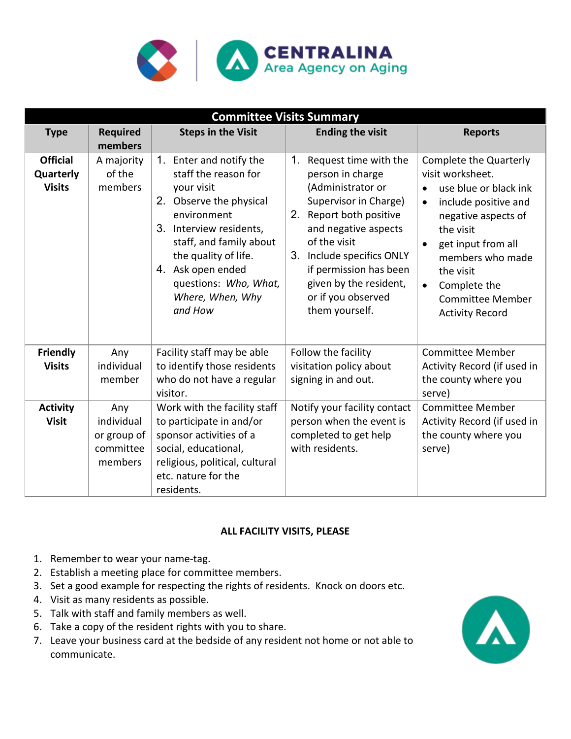CENTRALINA Area Agency on Aging

| Committee Visits Summary | | | | |
|---|---|---|---|---|
| **Type** | **Required members** | **Steps in the Visit** | **Ending the visit** | **Reports** |
| **Official Quarterly Visits** | A majority of the members | 1. Enter and notify the staff the reason for your visit<br>2. Observe the physical environment<br>3. Interview residents, staff, and family about the quality of life.<br>4. Ask open ended questions: *Who, What, Where, When, Why and How* | 1. Request time with the person in charge (Administrator or Supervisor in Charge)<br>2. Report both positive and negative aspects of the visit<br>3. Include specifics ONLY if permission has been given by the resident, or if you observed them yourself. | Complete the Quarterly visit worksheet.<br>• use blue or black ink<br>• include positive and negative aspects of the visit<br>• get input from all members who made the visit<br>• Complete the Committee Member Activity Record |
| **Friendly Visits** | Any individual member | Facility staff may be able to identify those residents who do not have a regular visitor. | Follow the facility visitation policy about signing in and out. | Committee Member Activity Record (if used in the county where you serve) |
| **Activity Visit** | Any individual or group of committee members | Work with the facility staff to participate in and/or sponsor activities of a social, educational, religious, political, cultural etc. nature for the residents. | Notify your facility contact person when the event is completed to get help with residents. | Committee Member Activity Record (if used in the county where you serve) |

**ALL FACILITY VISITS, PLEASE**

1. Remember to wear your name-tag.
2. Establish a meeting place for committee members.
3. Set a good example for respecting the rights of residents. Knock on doors etc.
4. Visit as many residents as possible.
5. Talk with staff and family members as well.
6. Take a copy of the resident rights with you to share.
7. Leave your business card at the bedside of any resident not home or not able to communicate.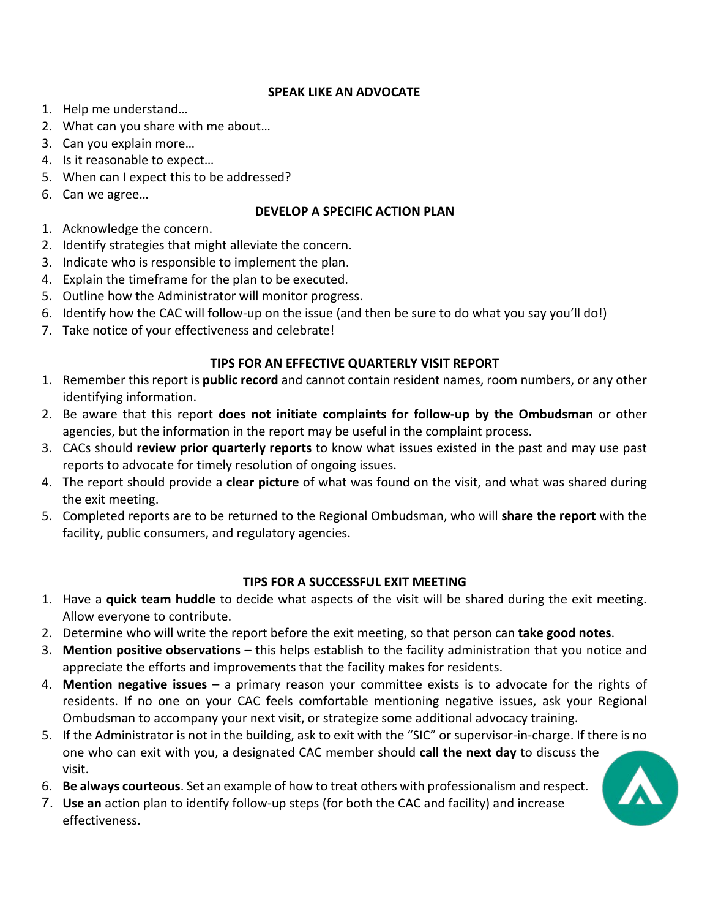## SPEAK LIKE AN ADVOCATE

1. Help me understand…
2. What can you share with me about…
3. Can you explain more…
4. Is it reasonable to expect…
5. When can I expect this to be addressed?
6. Can we agree…

## DEVELOP A SPECIFIC ACTION PLAN

1. Acknowledge the concern.
2. Identify strategies that might alleviate the concern.
3. Indicate who is responsible to implement the plan.
4. Explain the timeframe for the plan to be executed.
5. Outline how the Administrator will monitor progress.
6. Identify how the CAC will follow-up on the issue (and then be sure to do what you say you'll do!)
7. Take notice of your effectiveness and celebrate!

## TIPS FOR AN EFFECTIVE QUARTERLY VISIT REPORT

1. Remember this report is **public record** and cannot contain resident names, room numbers, or any other identifying information.
2. Be aware that this report **does not initiate complaints for follow-up by the Ombudsman** or other agencies, but the information in the report may be useful in the complaint process.
3. CACs should **review prior quarterly reports** to know what issues existed in the past and may use past reports to advocate for timely resolution of ongoing issues.
4. The report should provide a **clear picture** of what was found on the visit, and what was shared during the exit meeting.
5. Completed reports are to be returned to the Regional Ombudsman, who will **share the report** with the facility, public consumers, and regulatory agencies.

## TIPS FOR A SUCCESSFUL EXIT MEETING

1. Have a **quick team huddle** to decide what aspects of the visit will be shared during the exit meeting. Allow everyone to contribute.
2. Determine who will write the report before the exit meeting, so that person can **take good notes**.
3. **Mention positive observations** – this helps establish to the facility administration that you notice and appreciate the efforts and improvements that the facility makes for residents.
4. **Mention negative issues** – a primary reason your committee exists is to advocate for the rights of residents. If no one on your CAC feels comfortable mentioning negative issues, ask your Regional Ombudsman to accompany your next visit, or strategize some additional advocacy training.
5. If the Administrator is not in the building, ask to exit with the "SIC" or supervisor-in-charge. If there is no one who can exit with you, a designated CAC member should **call the next day** to discuss the visit.
6. **Be always courteous**. Set an example of how to treat others with professionalism and respect.
7. **Use an** action plan to identify follow-up steps (for both the CAC and facility) and increase effectiveness.